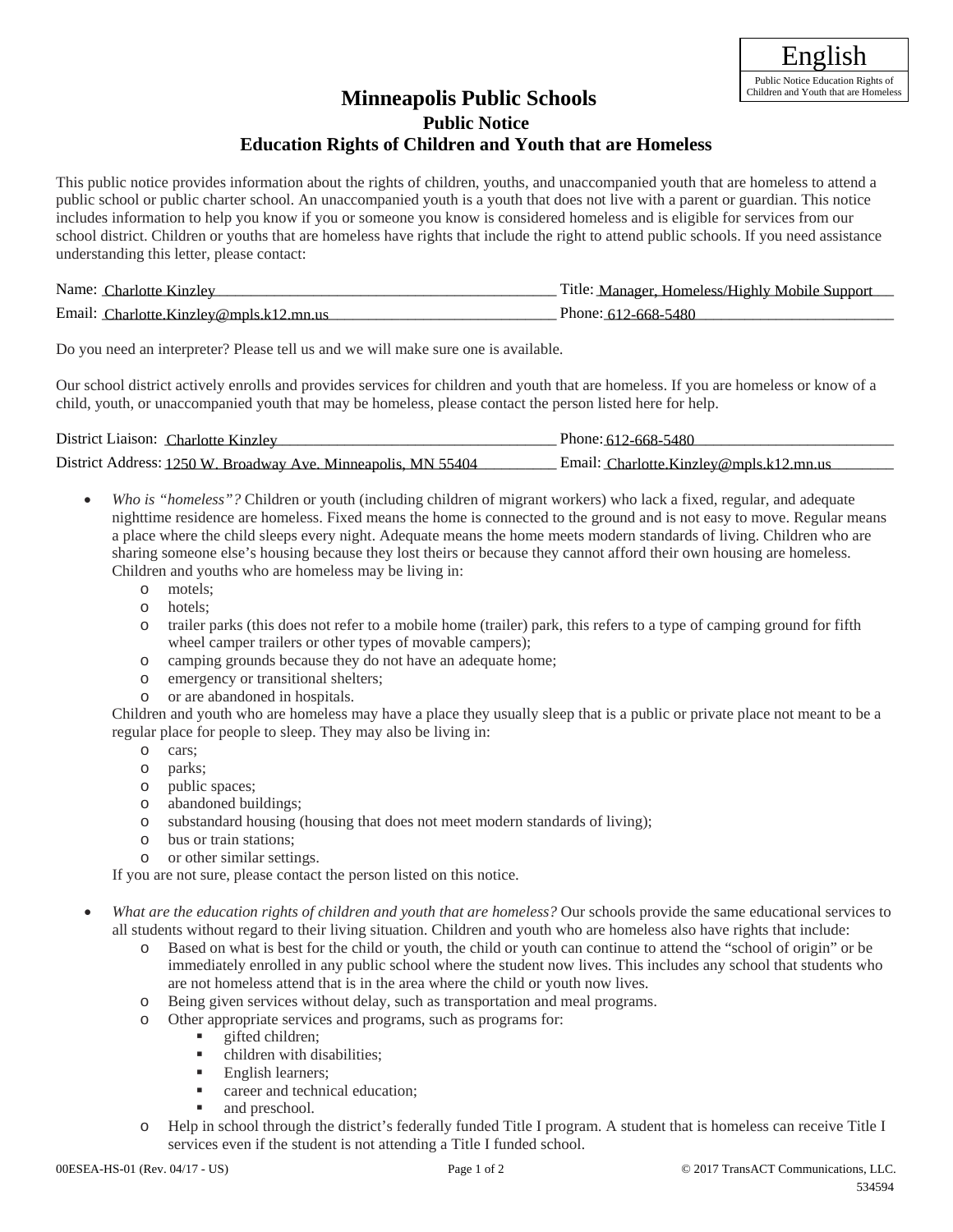English

Public Notice Education Rights of Children and Youth that are Homeless

# Minneapolis Public Schools

## Public Notice

## Education Rights of Children and Youth that are Homeless

This public notice provides information about the rights of children, youths, and unaccompanied youth that are homeless to attend a public school or public charter school. An unaccompanied youth is a youth that does not live with a parent or guardian. This notice includes information to help you know if you or someone you know is considered homeless and is eligible for services from our school district. Children or youths that are homeless have rights that include the right to attend public schools. If you need assistance understanding this letter, please contact:

Name: Charlotte Kinzley  Title: Manager, Homeless/Highly Mobile Support

Email: Charlotte.Kinzley@mpls.k12.mn.us  Phone: 612-668-5480

Do you need an interpreter? Please tell us and we will make sure one is available.

Our school district actively enrolls and provides services for children and youth that are homeless. If you are homeless or know of a child, youth, or unaccompanied youth that may be homeless, please contact the person listed here for help.

District Liaison: Charlotte Kinzley  Phone: 612-668-5480

District Address: 1250 W. Broadway Ave. Minneapolis, MN 55404  Email: Charlotte.Kinzley@mpls.k12.mn.us

- *Who is "homeless"?* Children or youth (including children of migrant workers) who lack a fixed, regular, and adequate nighttime residence are homeless. Fixed means the home is connected to the ground and is not easy to move. Regular means a place where the child sleeps every night. Adequate means the home meets modern standards of living. Children who are sharing someone else's housing because they lost theirs or because they cannot afford their own housing are homeless. Children and youths who are homeless may be living in:
  - motels;
  - hotels;
  - trailer parks (this does not refer to a mobile home (trailer) park, this refers to a type of camping ground for fifth wheel camper trailers or other types of movable campers);
  - camping grounds because they do not have an adequate home;
  - emergency or transitional shelters;
  - or are abandoned in hospitals.

  Children and youth who are homeless may have a place they usually sleep that is a public or private place not meant to be a regular place for people to sleep. They may also be living in:
  - cars;
  - parks;
  - public spaces;
  - abandoned buildings;
  - substandard housing (housing that does not meet modern standards of living);
  - bus or train stations;
  - or other similar settings.

  If you are not sure, please contact the person listed on this notice.

- *What are the education rights of children and youth that are homeless?* Our schools provide the same educational services to all students without regard to their living situation. Children and youth who are homeless also have rights that include:
  - Based on what is best for the child or youth, the child or youth can continue to attend the "school of origin" or be immediately enrolled in any public school where the student now lives. This includes any school that students who are not homeless attend that is in the area where the child or youth now lives.
  - Being given services without delay, such as transportation and meal programs.
  - Other appropriate services and programs, such as programs for:
    - gifted children;
    - children with disabilities;
    - English learners;
    - career and technical education;
    - and preschool.
  - Help in school through the district's federally funded Title I program. A student that is homeless can receive Title I services even if the student is not attending a Title I funded school.

00ESEA-HS-01 (Rev. 04/17 - US)  © 2017 TransACT Communications, LLC. 534594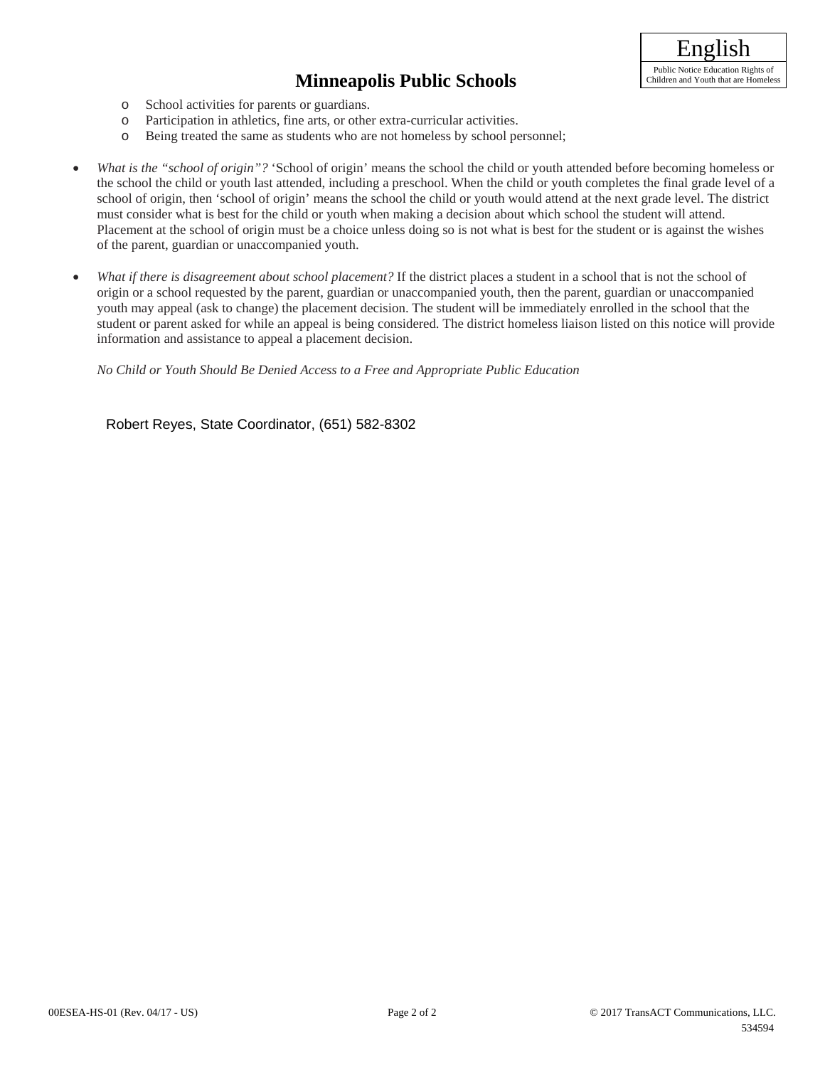- School activities for parents or guardians.
    - Participation in athletics, fine arts, or other extra-curricular activities.
    - Being treated the same as students who are not homeless by school personnel;

- *What is the "school of origin"?* 'School of origin' means the school the child or youth attended before becoming homeless or the school the child or youth last attended, including a preschool. When the child or youth completes the final grade level of a school of origin, then 'school of origin' means the school the child or youth would attend at the next grade level. The district must consider what is best for the child or youth when making a decision about which school the student will attend. Placement at the school of origin must be a choice unless doing so is not what is best for the student or is against the wishes of the parent, guardian or unaccompanied youth.

- *What if there is disagreement about school placement?* If the district places a student in a school that is not the school of origin or a school requested by the parent, guardian or unaccompanied youth, then the parent, guardian or unaccompanied youth may appeal (ask to change) the placement decision. The student will be immediately enrolled in the school that the student or parent asked for while an appeal is being considered. The district homeless liaison listed on this notice will provide information and assistance to appeal a placement decision.

*No Child or Youth Should Be Denied Access to a Free and Appropriate Public Education*

Robert Reyes, State Coordinator, (651) 582-8302